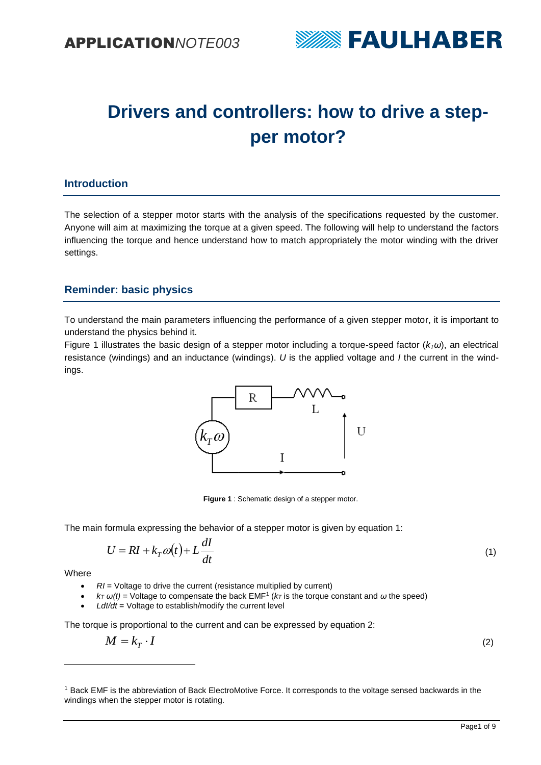# Drivers and controllers: how to drive a stepper motor?

## Introduction

The selection of a stepper motor starts with the analysis of the specifications requested by the customer. Anyone will aim at maximizing the torque at a given speed. The following will help to understand the factors influencing the torque and hence understand how to match appropriately the motor winding with the driver settings.

## Reminder: basic physics

To understand the main parameters influencing the performance of a given stepper motor, it is important to understand the physics behind it.

Figure 1 illustrates the basic design of a stepper motor including a torque-speed factor ($k_T\omega$), an electrical resistance (windings) and an inductance (windings). $U$ is the applied voltage and $I$ the current in the windings.

**Figure 1** : Schematic design of a stepper motor.

The main formula expressing the behavior of a stepper motor is given by equation 1:

$$U = RI + k_T\omega(t) + L\frac{dI}{dt} \tag{1}$$

Where

- $RI$ = Voltage to drive the current (resistance multiplied by current)
- $k_T\,\omega(t)$ = Voltage to compensate the back EMF[1] ($k_T$ is the torque constant and $\omega$ the speed)
- $LdI/dt$ = Voltage to establish/modify the current level

The torque is proportional to the current and can be expressed by equation 2:

$$M = k_T \cdot I \tag{2}$$

[1] Back EMF is the abbreviation of Back ElectroMotive Force. It corresponds to the voltage sensed backwards in the windings when the stepper motor is rotating.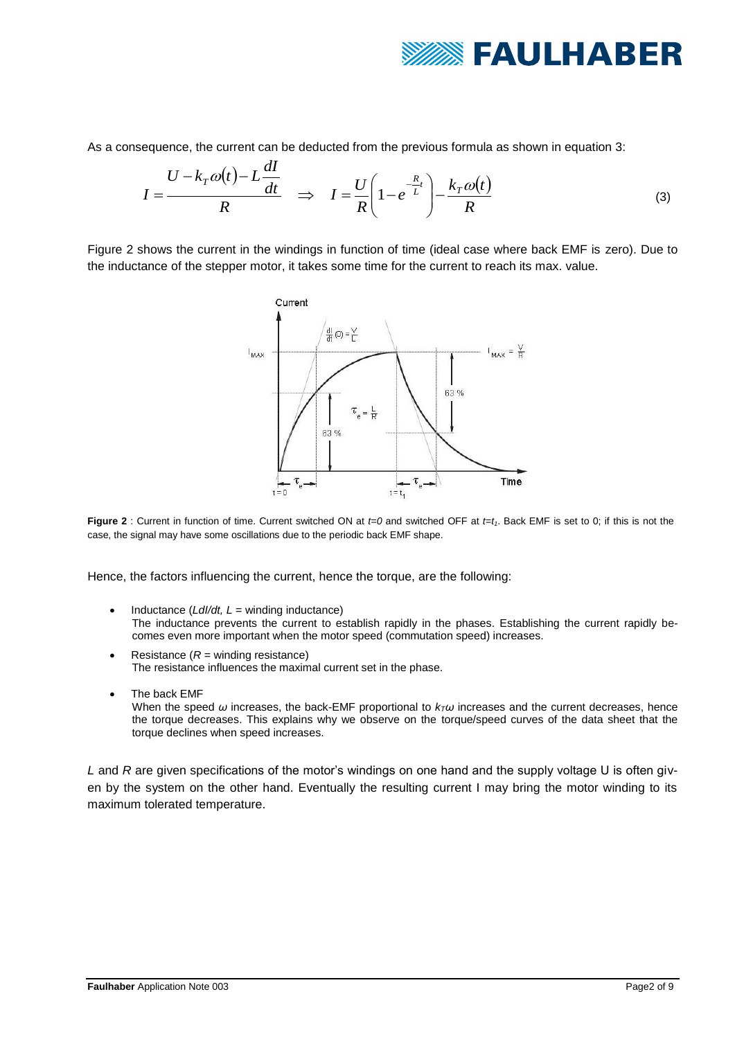As a consequence, the current can be deducted from the previous formula as shown in equation 3:

$$I = \frac{U - k_T \omega(t) - L\frac{dI}{dt}}{R} \quad \Rightarrow \quad I = \frac{U}{R}\left(1 - e^{-\frac{R}{L}t}\right) - \frac{k_T \omega(t)}{R} \tag{3}$$

Figure 2 shows the current in the windings in function of time (ideal case where back EMF is zero). Due to the inductance of the stepper motor, it takes some time for the current to reach its max. value.

**Figure 2** : Current in function of time. Current switched ON at $t=0$ and switched OFF at $t=t_1$. Back EMF is set to 0; if this is not the case, the signal may have some oscillations due to the periodic back EMF shape.

Hence, the factors influencing the current, hence the torque, are the following:

- Inductance ($L dI/dt$, $L$ = winding inductance)
  The inductance prevents the current to establish rapidly in the phases. Establishing the current rapidly becomes even more important when the motor speed (commutation speed) increases.
- Resistance ($R$ = winding resistance)
  The resistance influences the maximal current set in the phase.
- The back EMF
  When the speed $\omega$ increases, the back-EMF proportional to $k_T\omega$ increases and the current decreases, hence the torque decreases. This explains why we observe on the torque/speed curves of the data sheet that the torque declines when speed increases.

*L* and *R* are given specifications of the motor's windings on one hand and the supply voltage U is often given by the system on the other hand. Eventually the resulting current I may bring the motor winding to its maximum tolerated temperature.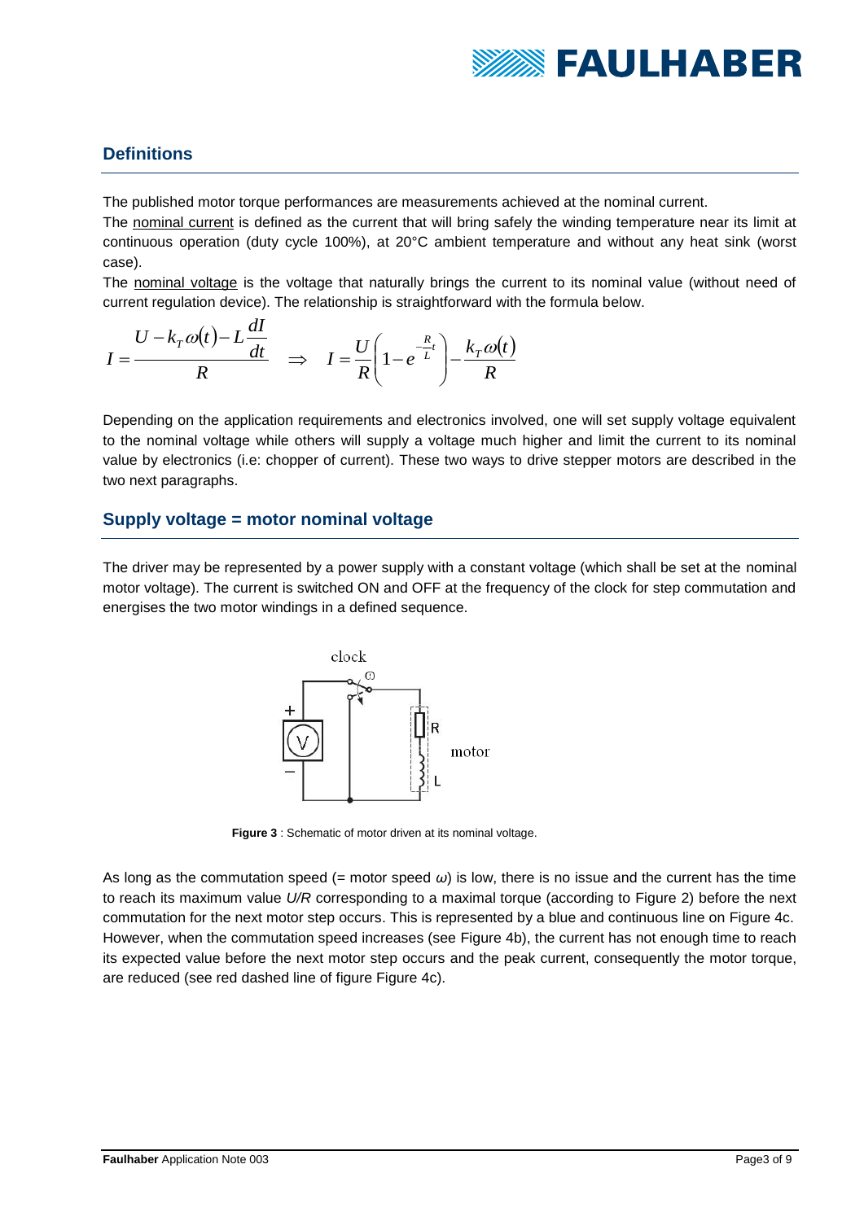## Definitions

The published motor torque performances are measurements achieved at the nominal current.

The nominal current is defined as the current that will bring safely the winding temperature near its limit at continuous operation (duty cycle 100%), at 20°C ambient temperature and without any heat sink (worst case).

The nominal voltage is the voltage that naturally brings the current to its nominal value (without need of current regulation device). The relationship is straightforward with the formula below.

$$I = \frac{U - k_T \omega(t) - L\frac{dI}{dt}}{R} \quad \Rightarrow \quad I = \frac{U}{R}\left(1 - e^{-\frac{R}{L}t}\right) - \frac{k_T \omega(t)}{R}$$

Depending on the application requirements and electronics involved, one will set supply voltage equivalent to the nominal voltage while others will supply a voltage much higher and limit the current to its nominal value by electronics (i.e: chopper of current). These two ways to drive stepper motors are described in the two next paragraphs.

## Supply voltage = motor nominal voltage

The driver may be represented by a power supply with a constant voltage (which shall be set at the nominal motor voltage). The current is switched ON and OFF at the frequency of the clock for step commutation and energises the two motor windings in a defined sequence.

**Figure 3** : Schematic of motor driven at its nominal voltage.

As long as the commutation speed (= motor speed $\omega$) is low, there is no issue and the current has the time to reach its maximum value *U/R* corresponding to a maximal torque (according to Figure 2) before the next commutation for the next motor step occurs. This is represented by a blue and continuous line on Figure 4c. However, when the commutation speed increases (see Figure 4b), the current has not enough time to reach its expected value before the next motor step occurs and the peak current, consequently the motor torque, are reduced (see red dashed line of figure Figure 4c).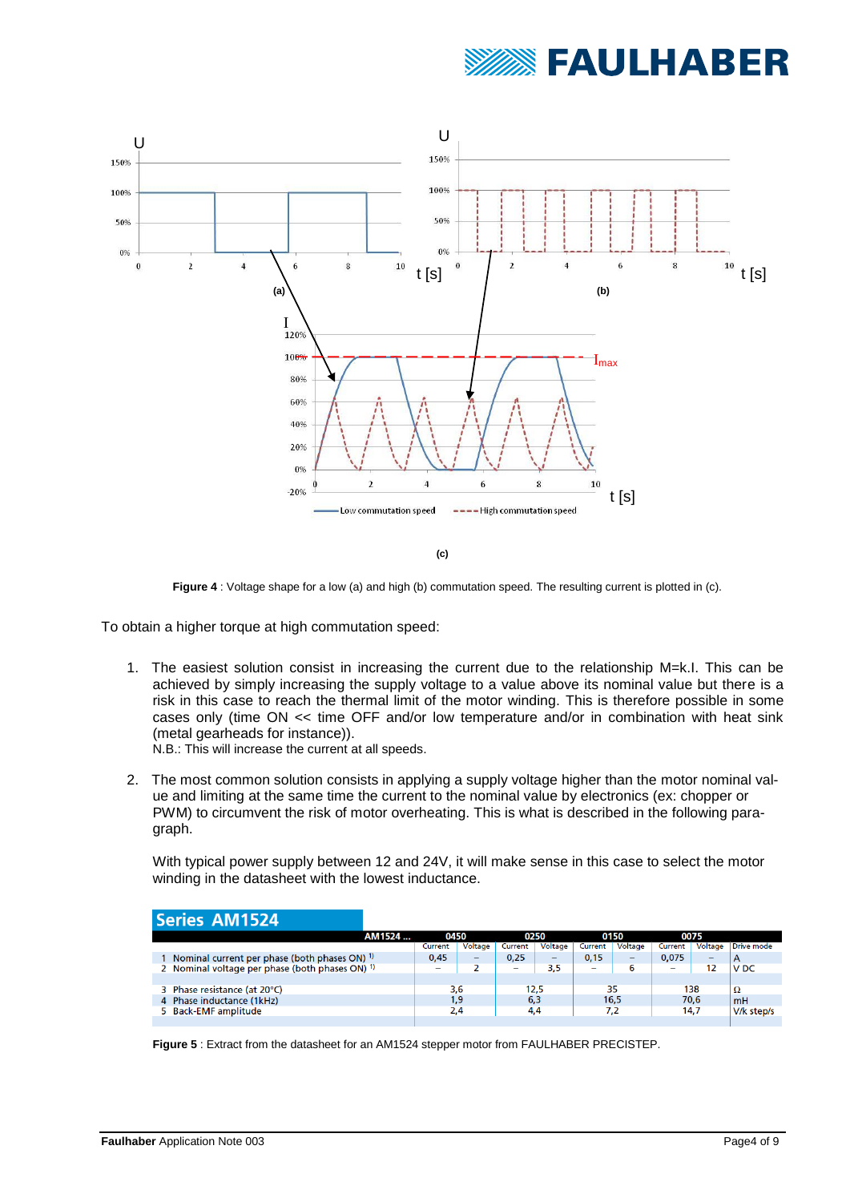Figure 4 : Voltage shape for a low (a) and high (b) commutation speed. The resulting current is plotted in (c).

To obtain a higher torque at high commutation speed:

1. The easiest solution consist in increasing the current due to the relationship M=k.I. This can be achieved by simply increasing the supply voltage to a value above its nominal value but there is a risk in this case to reach the thermal limit of the motor winding. This is therefore possible in some cases only (time ON << time OFF and/or low temperature and/or in combination with heat sink (metal gearheads for instance)).
   N.B.: This will increase the current at all speeds.

2. The most common solution consists in applying a supply voltage higher than the motor nominal value and limiting at the same time the current to the nominal value by electronics (ex: chopper or PWM) to circumvent the risk of motor overheating. This is what is described in the following paragraph.

   With typical power supply between 12 and 24V, it will make sense in this case to select the motor winding in the datasheet with the lowest inductance.

**Series AM1524**

| AM1524 ... | 0450 | | 0250 | | 0150 | | 0075 | | |
|---|---|---|---|---|---|---|---|---|---|
| | Current | Voltage | Current | Voltage | Current | Voltage | Current | Voltage | Drive mode |
| 1 Nominal current per phase (both phases ON) [1] | 0,45 | – | 0,25 | – | 0,15 | – | 0,075 | – | A |
| 2 Nominal voltage per phase (both phases ON) [1] | – | 2 | – | 3,5 | – | 6 | – | 12 | V DC |
| 3 Phase resistance (at 20°C) | 3,6 | | 12,5 | | 35 | | 138 | | Ω |
| 4 Phase inductance (1kHz) | 1,9 | | 6,3 | | 16,5 | | 70,6 | | mH |
| 5 Back-EMF amplitude | 2,4 | | 4,4 | | 7,2 | | 14,7 | | V/k step/s |

**Figure 5** : Extract from the datasheet for an AM1524 stepper motor from FAULHABER PRECISTEP.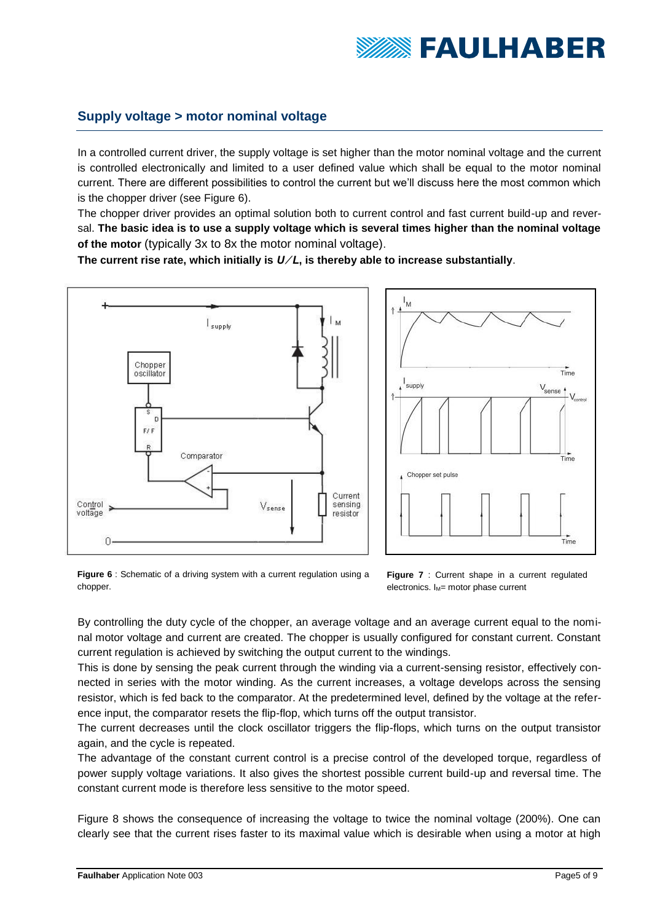## Supply voltage > motor nominal voltage

In a controlled current driver, the supply voltage is set higher than the motor nominal voltage and the current is controlled electronically and limited to a user defined value which shall be equal to the motor nominal current. There are different possibilities to control the current but we'll discuss here the most common which is the chopper driver (see Figure 6).

The chopper driver provides an optimal solution both to current control and fast current build-up and reversal. **The basic idea is to use a supply voltage which is several times higher than the nominal voltage of the motor** (typically 3x to 8x the motor nominal voltage).

**The current rise rate, which initially is $U/L$, is thereby able to increase substantially**.

**Figure 6** : Schematic of a driving system with a current regulation using a chopper.

**Figure 7** : Current shape in a current regulated electronics. $I_M$= motor phase current

By controlling the duty cycle of the chopper, an average voltage and an average current equal to the nominal motor voltage and current are created. The chopper is usually configured for constant current. Constant current regulation is achieved by switching the output current to the windings.

This is done by sensing the peak current through the winding via a current-sensing resistor, effectively connected in series with the motor winding. As the current increases, a voltage develops across the sensing resistor, which is fed back to the comparator. At the predetermined level, defined by the voltage at the reference input, the comparator resets the flip-flop, which turns off the output transistor.

The current decreases until the clock oscillator triggers the flip-flops, which turns on the output transistor again, and the cycle is repeated.

The advantage of the constant current control is a precise control of the developed torque, regardless of power supply voltage variations. It also gives the shortest possible current build-up and reversal time. The constant current mode is therefore less sensitive to the motor speed.

Figure 8 shows the consequence of increasing the voltage to twice the nominal voltage (200%). One can clearly see that the current rises faster to its maximal value which is desirable when using a motor at high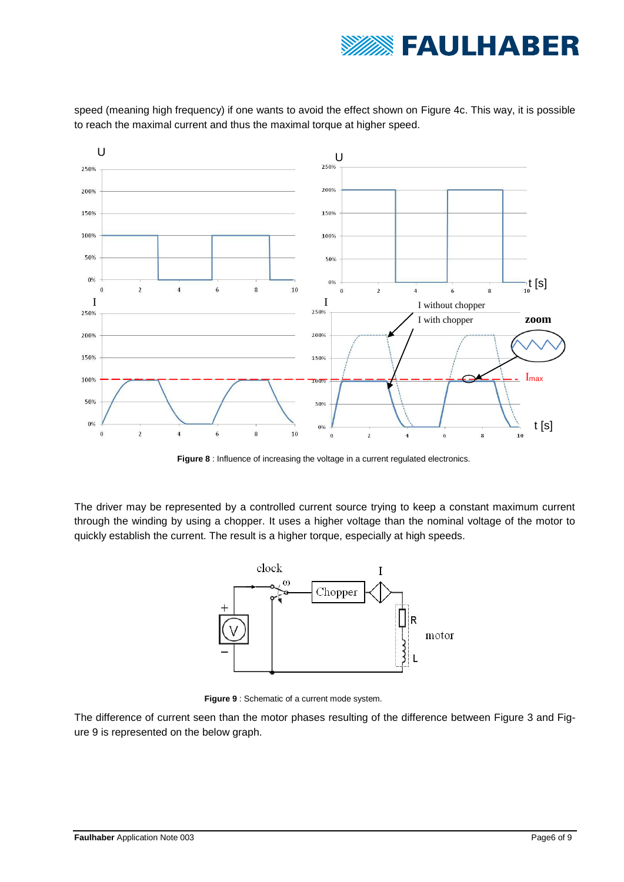speed (meaning high frequency) if one wants to avoid the effect shown on Figure 4c. This way, it is possible to reach the maximal current and thus the maximal torque at higher speed.

**Figure 8** : Influence of increasing the voltage in a current regulated electronics.

The driver may be represented by a controlled current source trying to keep a constant maximum current through the winding by using a chopper. It uses a higher voltage than the nominal voltage of the motor to quickly establish the current. The result is a higher torque, especially at high speeds.

**Figure 9** : Schematic of a current mode system.

The difference of current seen than the motor phases resulting of the difference between Figure 3 and Figure 9 is represented on the below graph.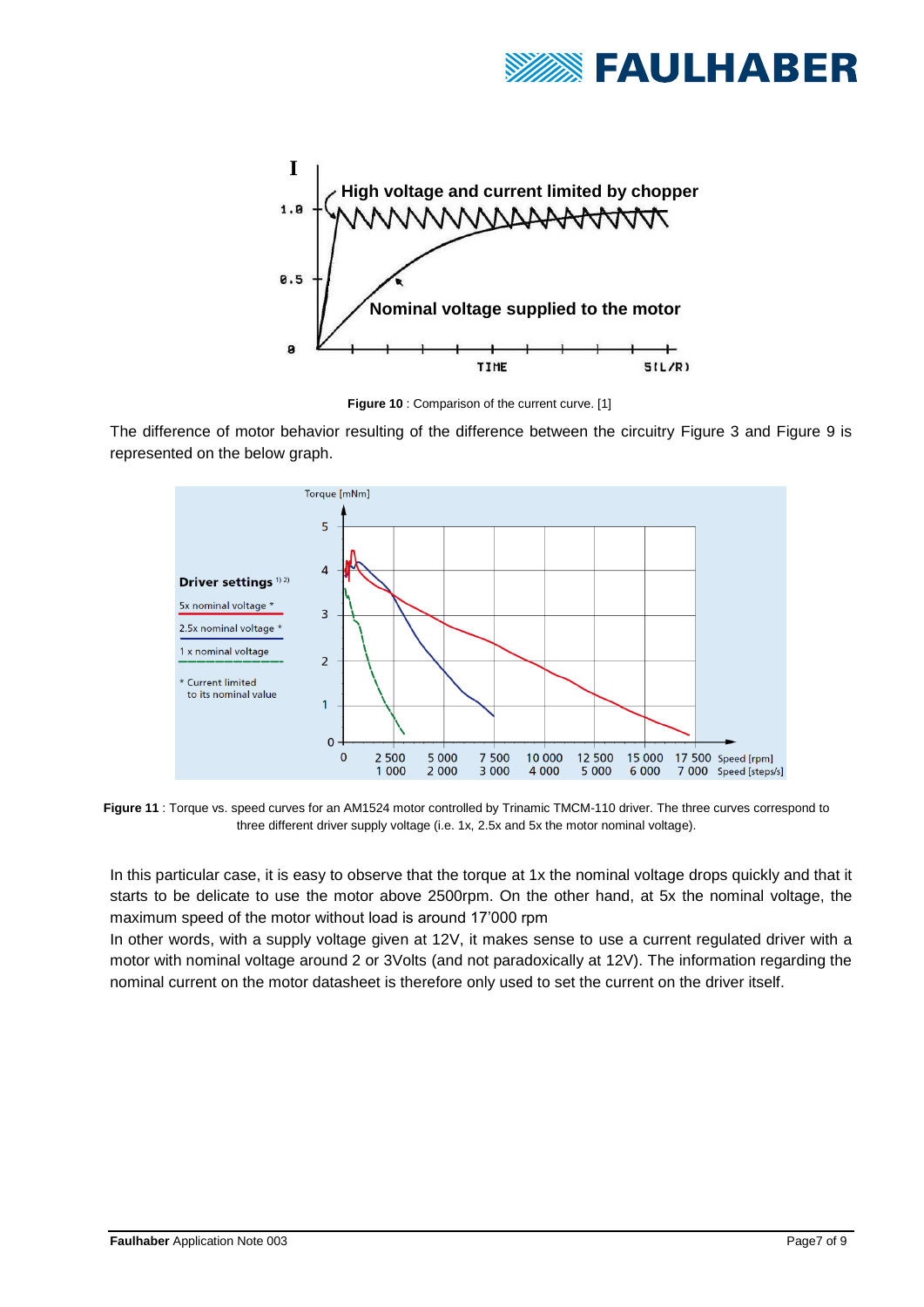**Figure 10** : Comparison of the current curve. [1]

The difference of motor behavior resulting of the difference between the circuitry Figure 3 and Figure 9 is represented on the below graph.

**Figure 11** : Torque vs. speed curves for an AM1524 motor controlled by Trinamic TMCM-110 driver. The three curves correspond to three different driver supply voltage (i.e. 1x, 2.5x and 5x the motor nominal voltage).

In this particular case, it is easy to observe that the torque at 1x the nominal voltage drops quickly and that it starts to be delicate to use the motor above 2500rpm. On the other hand, at 5x the nominal voltage, the maximum speed of the motor without load is around 17'000 rpm

In other words, with a supply voltage given at 12V, it makes sense to use a current regulated driver with a motor with nominal voltage around 2 or 3Volts (and not paradoxically at 12V). The information regarding the nominal current on the motor datasheet is therefore only used to set the current on the driver itself.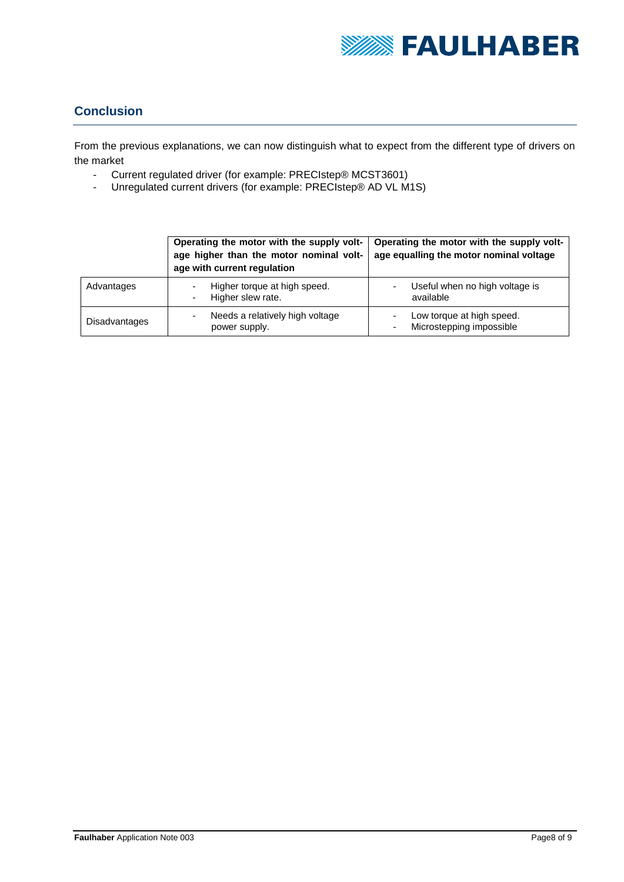## Conclusion

From the previous explanations, we can now distinguish what to expect from the different type of drivers on the market

- Current regulated driver (for example: PRECIstep® MCST3601)
- Unregulated current drivers (for example: PRECIstep® AD VL M1S)

| | **Operating the motor with the supply voltage higher than the motor nominal voltage with current regulation** | **Operating the motor with the supply voltage equalling the motor nominal voltage** |
|---|---|---|
| Advantages | - Higher torque at high speed.<br>- Higher slew rate. | - Useful when no high voltage is available |
| Disadvantages | - Needs a relatively high voltage power supply. | - Low torque at high speed.<br>- Microstepping impossible |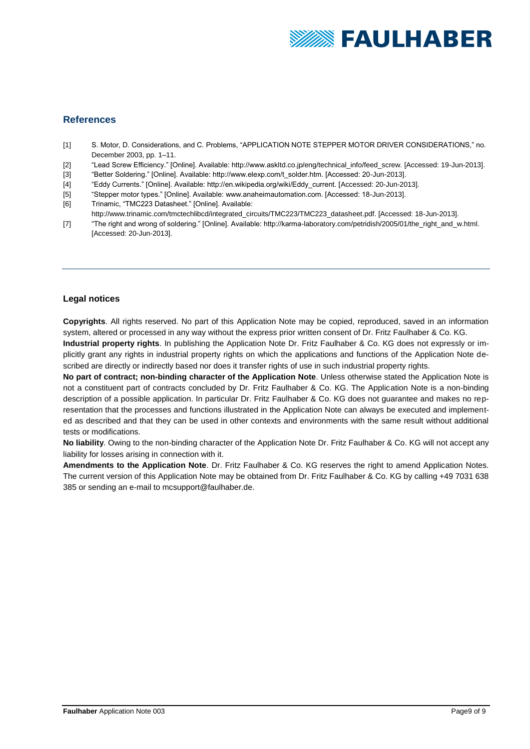## References

[1] S. Motor, D. Considerations, and C. Problems, "APPLICATION NOTE STEPPER MOTOR DRIVER CONSIDERATIONS," no. December 2003, pp. 1–11.

[2] "Lead Screw Efficiency." [Online]. Available: http://www.askltd.co.jp/eng/technical_info/feed_screw. [Accessed: 19-Jun-2013].

[3] "Better Soldering." [Online]. Available: http://www.elexp.com/t_solder.htm. [Accessed: 20-Jun-2013].

[4] "Eddy Currents." [Online]. Available: http://en.wikipedia.org/wiki/Eddy_current. [Accessed: 20-Jun-2013].

[5] "Stepper motor types." [Online]. Available: www.anaheimautomation.com. [Accessed: 18-Jun-2013].

[6] Trinamic, "TMC223 Datasheet." [Online]. Available: http://www.trinamic.com/tmctechlibcd/integrated_circuits/TMC223/TMC223_datasheet.pdf. [Accessed: 18-Jun-2013].

[7] "The right and wrong of soldering." [Online]. Available: http://karma-laboratory.com/petridish/2005/01/the_right_and_w.html. [Accessed: 20-Jun-2013].

---

### Legal notices

**Copyrights**. All rights reserved. No part of this Application Note may be copied, reproduced, saved in an information system, altered or processed in any way without the express prior written consent of Dr. Fritz Faulhaber & Co. KG.

**Industrial property rights**. In publishing the Application Note Dr. Fritz Faulhaber & Co. KG does not expressly or implicitly grant any rights in industrial property rights on which the applications and functions of the Application Note described are directly or indirectly based nor does it transfer rights of use in such industrial property rights.

**No part of contract; non-binding character of the Application Note**. Unless otherwise stated the Application Note is not a constituent part of contracts concluded by Dr. Fritz Faulhaber & Co. KG. The Application Note is a non-binding description of a possible application. In particular Dr. Fritz Faulhaber & Co. KG does not guarantee and makes no representation that the processes and functions illustrated in the Application Note can always be executed and implemented as described and that they can be used in other contexts and environments with the same result without additional tests or modifications.

**No liability**. Owing to the non-binding character of the Application Note Dr. Fritz Faulhaber & Co. KG will not accept any liability for losses arising in connection with it.

**Amendments to the Application Note**. Dr. Fritz Faulhaber & Co. KG reserves the right to amend Application Notes. The current version of this Application Note may be obtained from Dr. Fritz Faulhaber & Co. KG by calling +49 7031 638 385 or sending an e-mail to mcsupport@faulhaber.de.